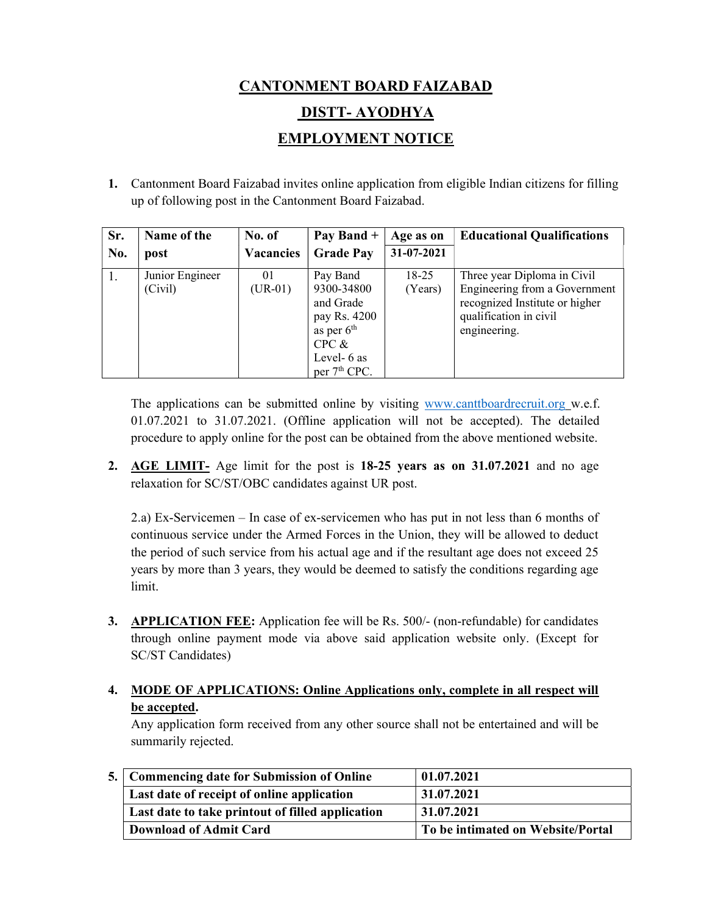# CANTONMENT BOARD FAIZABAD

## DISTT- AYODHYA

## EMPLOYMENT NOTICE

1. Cantonment Board Faizabad invites online application from eligible Indian citizens for filling up of following post in the Cantonment Board Faizabad.

| Sr. No. | Name of the post | No. of Vacancies | Pay Band + Grade Pay | Age as on 31-07-2021 | Educational Qualifications |
|---|---|---|---|---|---|
| 1. | Junior Engineer (Civil) | 01 (UR-01) | Pay Band 9300-34800 and Grade pay Rs. 4200 as per 6th CPC & Level- 6 as per 7th CPC. | 18-25 (Years) | Three year Diploma in Civil Engineering from a Government recognized Institute or higher qualification in civil engineering. |

The applications can be submitted online by visiting www.canttboardrecruit.org w.e.f. 01.07.2021 to 31.07.2021. (Offline application will not be accepted). The detailed procedure to apply online for the post can be obtained from the above mentioned website.

2. **AGE LIMIT-** Age limit for the post is **18-25 years as on 31.07.2021** and no age relaxation for SC/ST/OBC candidates against UR post.

   2.a) Ex-Servicemen – In case of ex-servicemen who has put in not less than 6 months of continuous service under the Armed Forces in the Union, they will be allowed to deduct the period of such service from his actual age and if the resultant age does not exceed 25 years by more than 3 years, they would be deemed to satisfy the conditions regarding age limit.

3. **APPLICATION FEE:** Application fee will be Rs. 500/- (non-refundable) for candidates through online payment mode via above said application website only. (Except for SC/ST Candidates)

4. **MODE OF APPLICATIONS: Online Applications only, complete in all respect will be accepted.**
   Any application form received from any other source shall not be entertained and will be summarily rejected.

5. 

| Commencing date for Submission of Online | 01.07.2021 |
|---|---|
| Last date of receipt of online application | 31.07.2021 |
| Last date to take printout of filled application | 31.07.2021 |
| Download of Admit Card | To be intimated on Website/Portal |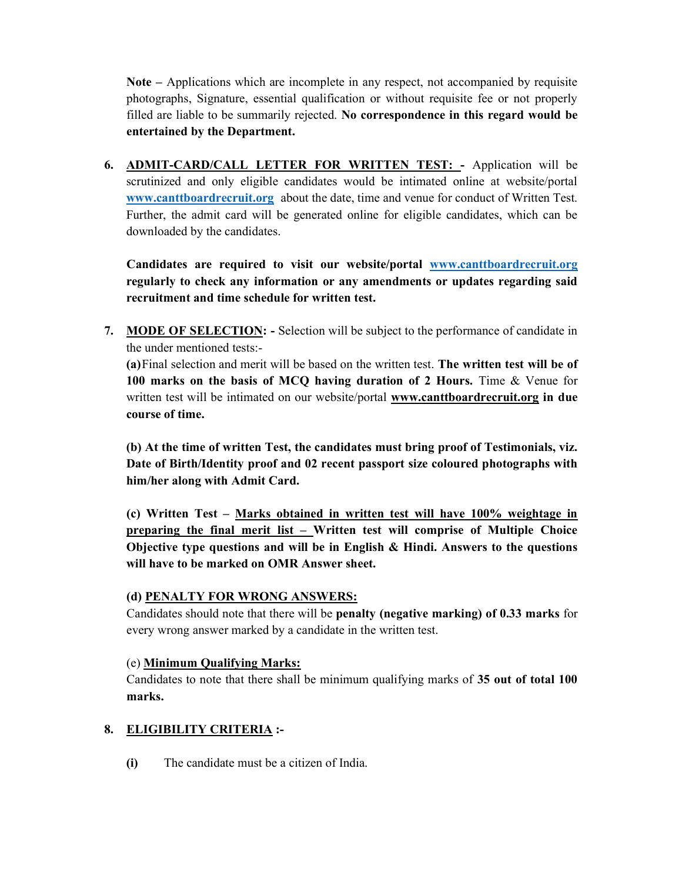**Note –** Applications which are incomplete in any respect, not accompanied by requisite photographs, Signature, essential qualification or without requisite fee or not properly filled are liable to be summarily rejected. **No correspondence in this regard would be entertained by the Department.**

6. **ADMIT-CARD/CALL LETTER FOR WRITTEN TEST: -** Application will be scrutinized and only eligible candidates would be intimated online at website/portal www.canttboardrecruit.org about the date, time and venue for conduct of Written Test. Further, the admit card will be generated online for eligible candidates, which can be downloaded by the candidates.

   **Candidates are required to visit our website/portal www.canttboardrecruit.org regularly to check any information or any amendments or updates regarding said recruitment and time schedule for written test.**

7. **MODE OF SELECTION: -** Selection will be subject to the performance of candidate in the under mentioned tests:-

   **(a)** Final selection and merit will be based on the written test. **The written test will be of 100 marks on the basis of MCQ having duration of 2 Hours.** Time & Venue for written test will be intimated on our website/portal **www.canttboardrecruit.org in due course of time.**

   **(b) At the time of written Test, the candidates must bring proof of Testimonials, viz. Date of Birth/Identity proof and 02 recent passport size coloured photographs with him/her along with Admit Card.**

   **(c) Written Test – Marks obtained in written test will have 100% weightage in preparing the final merit list – Written test will comprise of Multiple Choice Objective type questions and will be in English & Hindi. Answers to the questions will have to be marked on OMR Answer sheet.**

   **(d) PENALTY FOR WRONG ANSWERS:**
   Candidates should note that there will be **penalty (negative marking) of 0.33 marks** for every wrong answer marked by a candidate in the written test.

   (e) **Minimum Qualifying Marks:**
   Candidates to note that there shall be minimum qualifying marks of **35 out of total 100 marks.**

8. **ELIGIBILITY CRITERIA :-**

   **(i)** The candidate must be a citizen of India.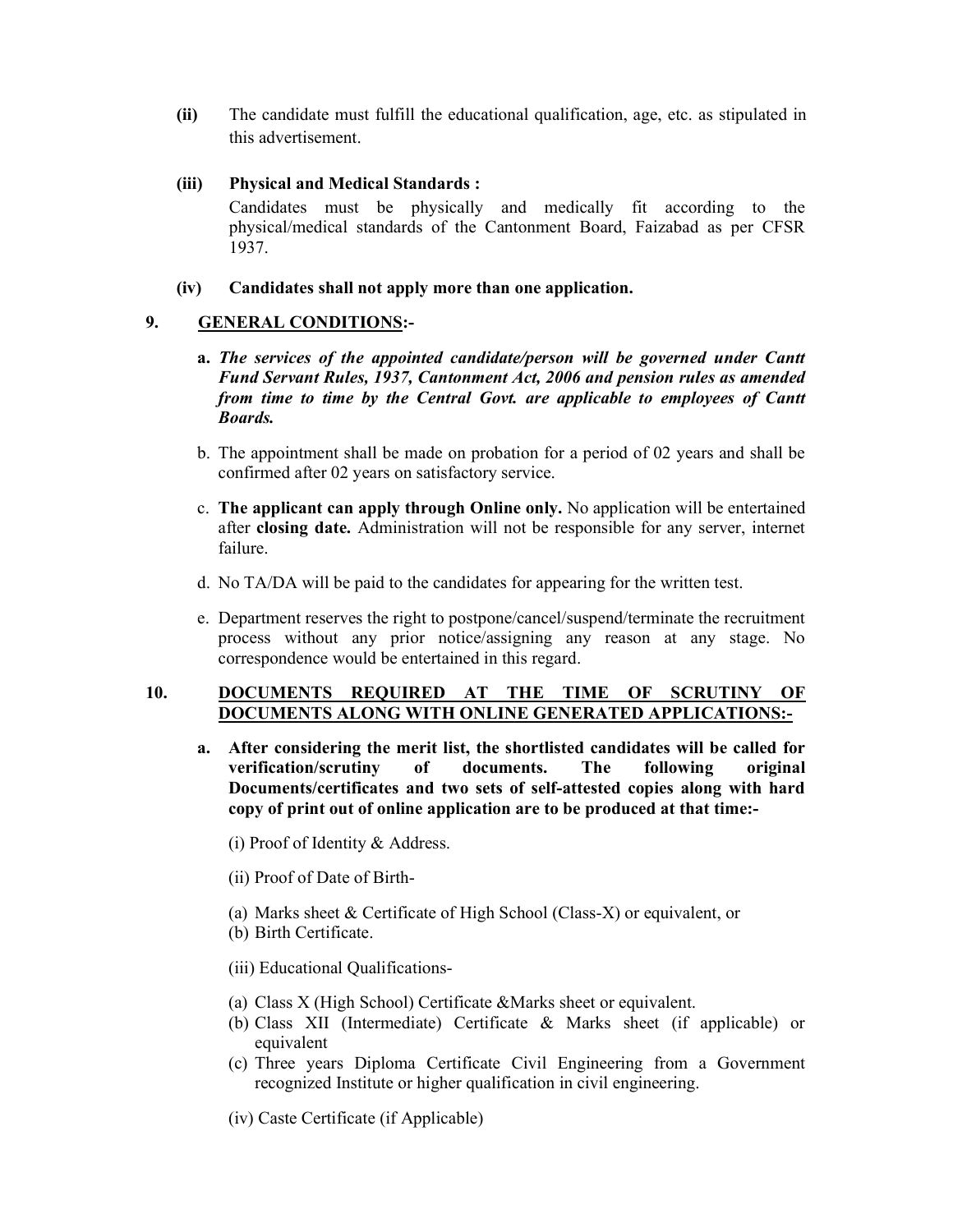**(ii)** The candidate must fulfill the educational qualification, age, etc. as stipulated in this advertisement.

**(iii) Physical and Medical Standards :**

Candidates must be physically and medically fit according to the physical/medical standards of the Cantonment Board, Faizabad as per CFSR 1937.

**(iv) Candidates shall not apply more than one application.**

## 9. GENERAL CONDITIONS:-

**a.** ***The services of the appointed candidate/person will be governed under Cantt Fund Servant Rules, 1937, Cantonment Act, 2006 and pension rules as amended from time to time by the Central Govt. are applicable to employees of Cantt Boards.***

b. The appointment shall be made on probation for a period of 02 years and shall be confirmed after 02 years on satisfactory service.

c. **The applicant can apply through Online only.** No application will be entertained after **closing date.** Administration will not be responsible for any server, internet failure.

d. No TA/DA will be paid to the candidates for appearing for the written test.

e. Department reserves the right to postpone/cancel/suspend/terminate the recruitment process without any prior notice/assigning any reason at any stage. No correspondence would be entertained in this regard.

## 10. DOCUMENTS REQUIRED AT THE TIME OF SCRUTINY OF DOCUMENTS ALONG WITH ONLINE GENERATED APPLICATIONS:-

**a. After considering the merit list, the shortlisted candidates will be called for verification/scrutiny of documents. The following original Documents/certificates and two sets of self-attested copies along with hard copy of print out of online application are to be produced at that time:-**

(i) Proof of Identity & Address.

(ii) Proof of Date of Birth-

(a) Marks sheet & Certificate of High School (Class-X) or equivalent, or
(b) Birth Certificate.

(iii) Educational Qualifications-

(a) Class X (High School) Certificate &Marks sheet or equivalent.
(b) Class XII (Intermediate) Certificate & Marks sheet (if applicable) or equivalent
(c) Three years Diploma Certificate Civil Engineering from a Government recognized Institute or higher qualification in civil engineering.

(iv) Caste Certificate (if Applicable)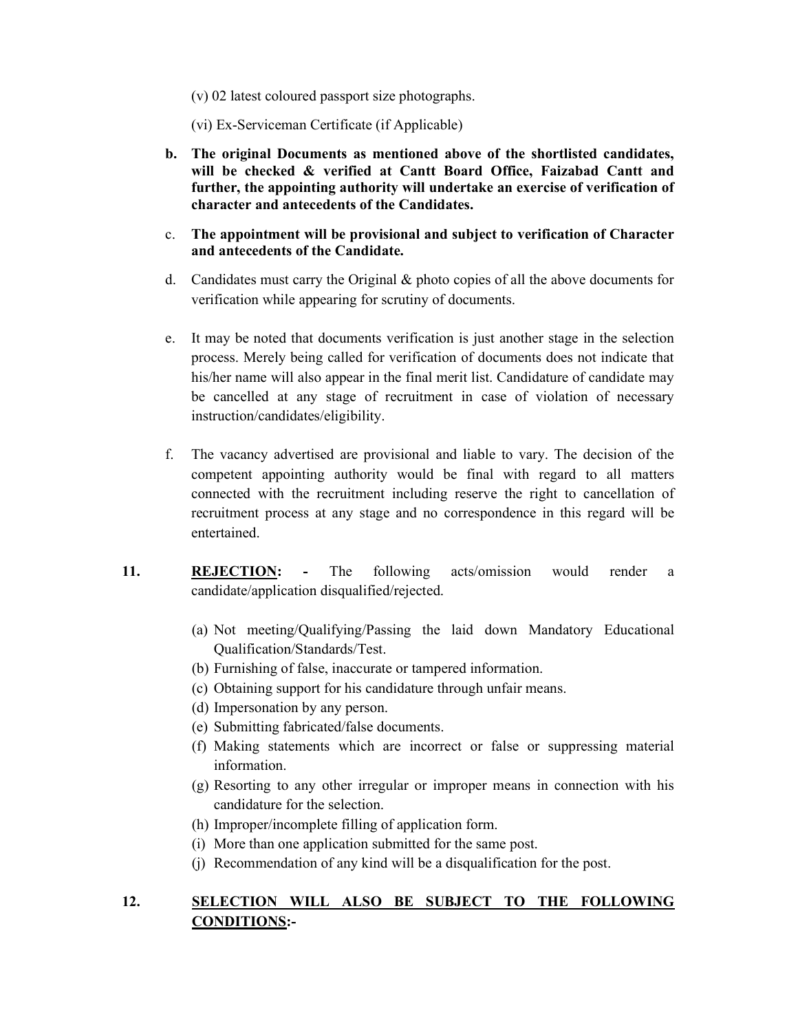(v) 02 latest coloured passport size photographs.

(vi) Ex-Serviceman Certificate (if Applicable)

b. **The original Documents as mentioned above of the shortlisted candidates, will be checked & verified at Cantt Board Office, Faizabad Cantt and further, the appointing authority will undertake an exercise of verification of character and antecedents of the Candidates.**

c. **The appointment will be provisional and subject to verification of Character and antecedents of the Candidate.**

d. Candidates must carry the Original & photo copies of all the above documents for verification while appearing for scrutiny of documents.

e. It may be noted that documents verification is just another stage in the selection process. Merely being called for verification of documents does not indicate that his/her name will also appear in the final merit list. Candidature of candidate may be cancelled at any stage of recruitment in case of violation of necessary instruction/candidates/eligibility.

f. The vacancy advertised are provisional and liable to vary. The decision of the competent appointing authority would be final with regard to all matters connected with the recruitment including reserve the right to cancellation of recruitment process at any stage and no correspondence in this regard will be entertained.

**11.** **<u>REJECTION</u>: -** The following acts/omission would render a candidate/application disqualified/rejected.

(a) Not meeting/Qualifying/Passing the laid down Mandatory Educational Qualification/Standards/Test.
(b) Furnishing of false, inaccurate or tampered information.
(c) Obtaining support for his candidature through unfair means.
(d) Impersonation by any person.
(e) Submitting fabricated/false documents.
(f) Making statements which are incorrect or false or suppressing material information.
(g) Resorting to any other irregular or improper means in connection with his candidature for the selection.
(h) Improper/incomplete filling of application form.
(i) More than one application submitted for the same post.
(j) Recommendation of any kind will be a disqualification for the post.

**12.** **<u>SELECTION WILL ALSO BE SUBJECT TO THE FOLLOWING CONDITIONS</u>:-**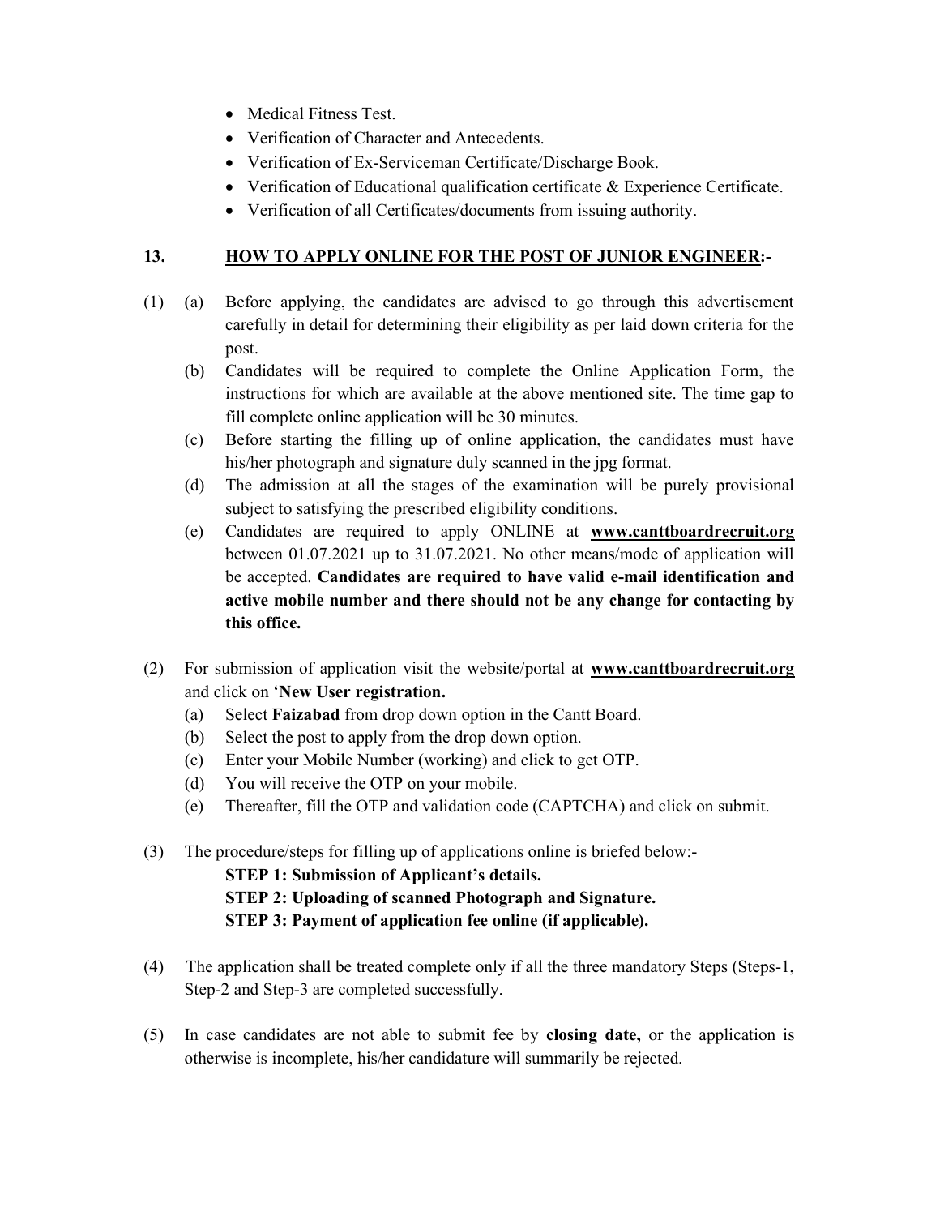- Medical Fitness Test.
- Verification of Character and Antecedents.
- Verification of Ex-Serviceman Certificate/Discharge Book.
- Verification of Educational qualification certificate & Experience Certificate.
- Verification of all Certificates/documents from issuing authority.

## 13. HOW TO APPLY ONLINE FOR THE POST OF JUNIOR ENGINEER:-

(1) (a) Before applying, the candidates are advised to go through this advertisement carefully in detail for determining their eligibility as per laid down criteria for the post.

(b) Candidates will be required to complete the Online Application Form, the instructions for which are available at the above mentioned site. The time gap to fill complete online application will be 30 minutes.

(c) Before starting the filling up of online application, the candidates must have his/her photograph and signature duly scanned in the jpg format.

(d) The admission at all the stages of the examination will be purely provisional subject to satisfying the prescribed eligibility conditions.

(e) Candidates are required to apply ONLINE at **www.canttboardrecruit.org** between 01.07.2021 up to 31.07.2021. No other means/mode of application will be accepted. **Candidates are required to have valid e-mail identification and active mobile number and there should not be any change for contacting by this office.**

(2) For submission of application visit the website/portal at **www.canttboardrecruit.org** and click on '**New User registration.**

(a) Select **Faizabad** from drop down option in the Cantt Board.

(b) Select the post to apply from the drop down option.

(c) Enter your Mobile Number (working) and click to get OTP.

(d) You will receive the OTP on your mobile.

(e) Thereafter, fill the OTP and validation code (CAPTCHA) and click on submit.

(3) The procedure/steps for filling up of applications online is briefed below:-

**STEP 1: Submission of Applicant's details.**
**STEP 2: Uploading of scanned Photograph and Signature.**
**STEP 3: Payment of application fee online (if applicable).**

(4) The application shall be treated complete only if all the three mandatory Steps (Steps-1, Step-2 and Step-3 are completed successfully.

(5) In case candidates are not able to submit fee by **closing date,** or the application is otherwise is incomplete, his/her candidature will summarily be rejected.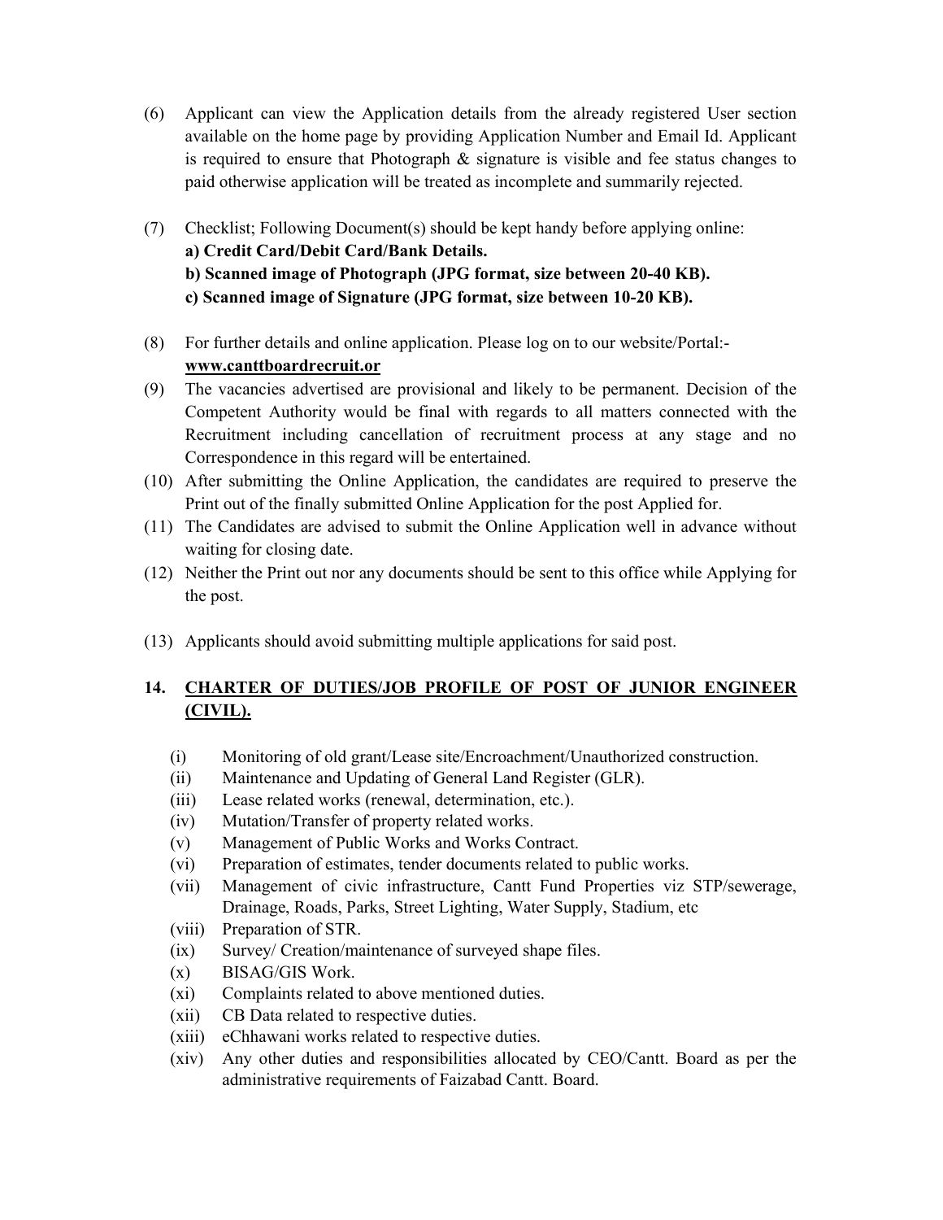(6) Applicant can view the Application details from the already registered User section available on the home page by providing Application Number and Email Id. Applicant is required to ensure that Photograph & signature is visible and fee status changes to paid otherwise application will be treated as incomplete and summarily rejected.

(7) Checklist; Following Document(s) should be kept handy before applying online:
**a) Credit Card/Debit Card/Bank Details.**
**b) Scanned image of Photograph (JPG format, size between 20-40 KB).**
**c) Scanned image of Signature (JPG format, size between 10-20 KB).**

(8) For further details and online application. Please log on to our website/Portal:- **www.canttboardrecruit.or**

(9) The vacancies advertised are provisional and likely to be permanent. Decision of the Competent Authority would be final with regards to all matters connected with the Recruitment including cancellation of recruitment process at any stage and no Correspondence in this regard will be entertained.

(10) After submitting the Online Application, the candidates are required to preserve the Print out of the finally submitted Online Application for the post Applied for.

(11) The Candidates are advised to submit the Online Application well in advance without waiting for closing date.

(12) Neither the Print out nor any documents should be sent to this office while Applying for the post.

(13) Applicants should avoid submitting multiple applications for said post.

**14. CHARTER OF DUTIES/JOB PROFILE OF POST OF JUNIOR ENGINEER (CIVIL).**

(i) Monitoring of old grant/Lease site/Encroachment/Unauthorized construction.
(ii) Maintenance and Updating of General Land Register (GLR).
(iii) Lease related works (renewal, determination, etc.).
(iv) Mutation/Transfer of property related works.
(v) Management of Public Works and Works Contract.
(vi) Preparation of estimates, tender documents related to public works.
(vii) Management of civic infrastructure, Cantt Fund Properties viz STP/sewerage, Drainage, Roads, Parks, Street Lighting, Water Supply, Stadium, etc
(viii) Preparation of STR.
(ix) Survey/ Creation/maintenance of surveyed shape files.
(x) BISAG/GIS Work.
(xi) Complaints related to above mentioned duties.
(xii) CB Data related to respective duties.
(xiii) eChhawani works related to respective duties.
(xiv) Any other duties and responsibilities allocated by CEO/Cantt. Board as per the administrative requirements of Faizabad Cantt. Board.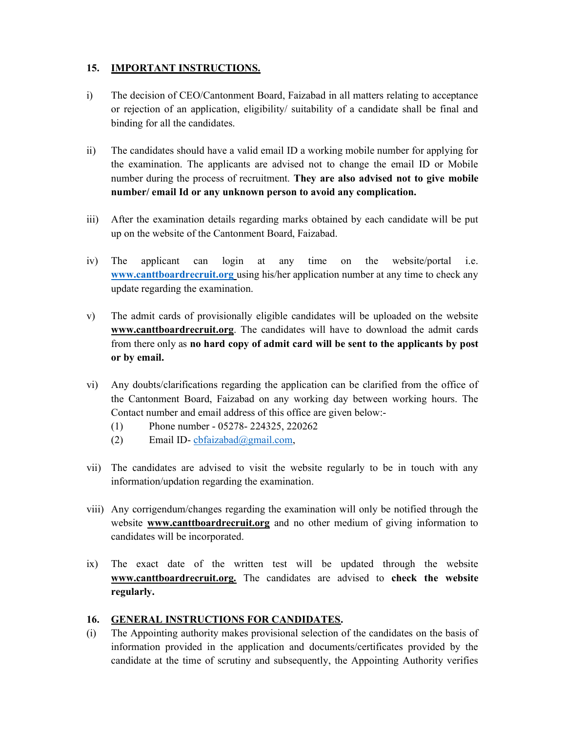## 15. IMPORTANT INSTRUCTIONS.

i) The decision of CEO/Cantonment Board, Faizabad in all matters relating to acceptance or rejection of an application, eligibility/ suitability of a candidate shall be final and binding for all the candidates.

ii) The candidates should have a valid email ID a working mobile number for applying for the examination. The applicants are advised not to change the email ID or Mobile number during the process of recruitment. **They are also advised not to give mobile number/ email Id or any unknown person to avoid any complication.**

iii) After the examination details regarding marks obtained by each candidate will be put up on the website of the Cantonment Board, Faizabad.

iv) The applicant can login at any time on the website/portal i.e. **www.canttboardrecruit.org** using his/her application number at any time to check any update regarding the examination.

v) The admit cards of provisionally eligible candidates will be uploaded on the website **www.canttboardrecruit.org**. The candidates will have to download the admit cards from there only as **no hard copy of admit card will be sent to the applicants by post or by email.**

vi) Any doubts/clarifications regarding the application can be clarified from the office of the Cantonment Board, Faizabad on any working day between working hours. The Contact number and email address of this office are given below:-
   (1) Phone number - 05278- 224325, 220262
   (2) Email ID- cbfaizabad@gmail.com,

vii) The candidates are advised to visit the website regularly to be in touch with any information/updation regarding the examination.

viii) Any corrigendum/changes regarding the examination will only be notified through the website **www.canttboardrecruit.org** and no other medium of giving information to candidates will be incorporated.

ix) The exact date of the written test will be updated through the website **www.canttboardrecruit.org.** The candidates are advised to **check the website regularly.**

## 16. GENERAL INSTRUCTIONS FOR CANDIDATES.

(i) The Appointing authority makes provisional selection of the candidates on the basis of information provided in the application and documents/certificates provided by the candidate at the time of scrutiny and subsequently, the Appointing Authority verifies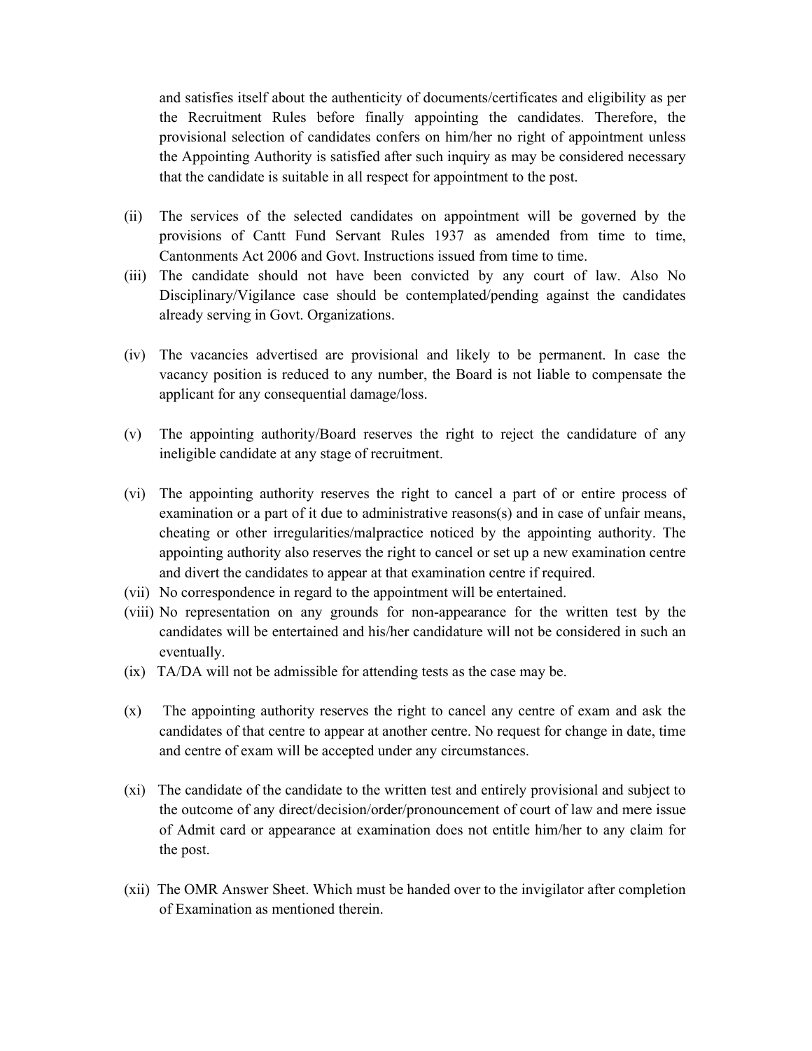and satisfies itself about the authenticity of documents/certificates and eligibility as per the Recruitment Rules before finally appointing the candidates. Therefore, the provisional selection of candidates confers on him/her no right of appointment unless the Appointing Authority is satisfied after such inquiry as may be considered necessary that the candidate is suitable in all respect for appointment to the post.

(ii) The services of the selected candidates on appointment will be governed by the provisions of Cantt Fund Servant Rules 1937 as amended from time to time, Cantonments Act 2006 and Govt. Instructions issued from time to time.

(iii) The candidate should not have been convicted by any court of law. Also No Disciplinary/Vigilance case should be contemplated/pending against the candidates already serving in Govt. Organizations.

(iv) The vacancies advertised are provisional and likely to be permanent. In case the vacancy position is reduced to any number, the Board is not liable to compensate the applicant for any consequential damage/loss.

(v) The appointing authority/Board reserves the right to reject the candidature of any ineligible candidate at any stage of recruitment.

(vi) The appointing authority reserves the right to cancel a part of or entire process of examination or a part of it due to administrative reasons(s) and in case of unfair means, cheating or other irregularities/malpractice noticed by the appointing authority. The appointing authority also reserves the right to cancel or set up a new examination centre and divert the candidates to appear at that examination centre if required.

(vii) No correspondence in regard to the appointment will be entertained.

(viii) No representation on any grounds for non-appearance for the written test by the candidates will be entertained and his/her candidature will not be considered in such an eventually.

(ix) TA/DA will not be admissible for attending tests as the case may be.

(x) The appointing authority reserves the right to cancel any centre of exam and ask the candidates of that centre to appear at another centre. No request for change in date, time and centre of exam will be accepted under any circumstances.

(xi) The candidate of the candidate to the written test and entirely provisional and subject to the outcome of any direct/decision/order/pronouncement of court of law and mere issue of Admit card or appearance at examination does not entitle him/her to any claim for the post.

(xii) The OMR Answer Sheet. Which must be handed over to the invigilator after completion of Examination as mentioned therein.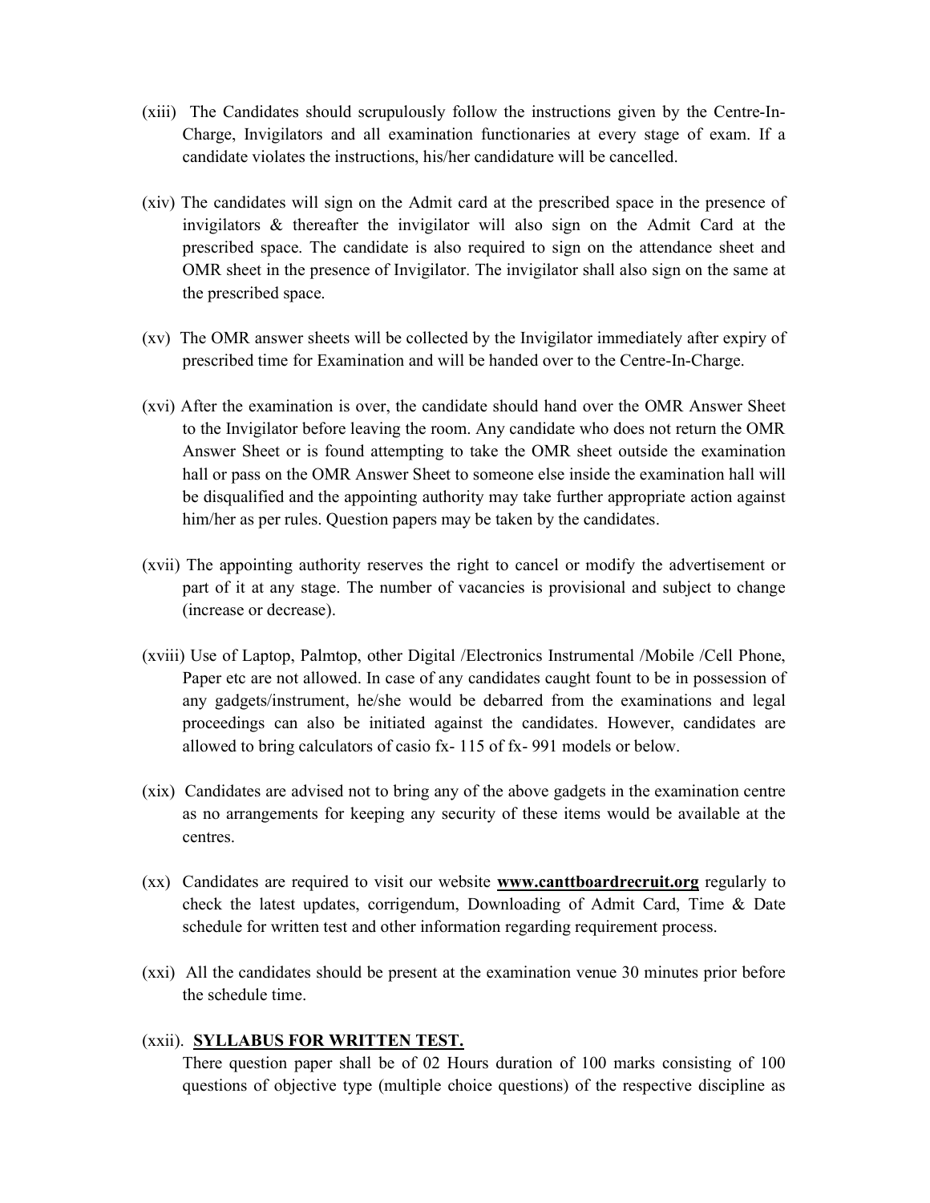(xiii) The Candidates should scrupulously follow the instructions given by the Centre-In-Charge, Invigilators and all examination functionaries at every stage of exam. If a candidate violates the instructions, his/her candidature will be cancelled.

(xiv) The candidates will sign on the Admit card at the prescribed space in the presence of invigilators & thereafter the invigilator will also sign on the Admit Card at the prescribed space. The candidate is also required to sign on the attendance sheet and OMR sheet in the presence of Invigilator. The invigilator shall also sign on the same at the prescribed space.

(xv) The OMR answer sheets will be collected by the Invigilator immediately after expiry of prescribed time for Examination and will be handed over to the Centre-In-Charge.

(xvi) After the examination is over, the candidate should hand over the OMR Answer Sheet to the Invigilator before leaving the room. Any candidate who does not return the OMR Answer Sheet or is found attempting to take the OMR sheet outside the examination hall or pass on the OMR Answer Sheet to someone else inside the examination hall will be disqualified and the appointing authority may take further appropriate action against him/her as per rules. Question papers may be taken by the candidates.

(xvii) The appointing authority reserves the right to cancel or modify the advertisement or part of it at any stage. The number of vacancies is provisional and subject to change (increase or decrease).

(xviii) Use of Laptop, Palmtop, other Digital /Electronics Instrumental /Mobile /Cell Phone, Paper etc are not allowed. In case of any candidates caught fount to be in possession of any gadgets/instrument, he/she would be debarred from the examinations and legal proceedings can also be initiated against the candidates. However, candidates are allowed to bring calculators of casio fx- 115 of fx- 991 models or below.

(xix) Candidates are advised not to bring any of the above gadgets in the examination centre as no arrangements for keeping any security of these items would be available at the centres.

(xx) Candidates are required to visit our website **www.canttboardrecruit.org** regularly to check the latest updates, corrigendum, Downloading of Admit Card, Time & Date schedule for written test and other information regarding requirement process.

(xxi) All the candidates should be present at the examination venue 30 minutes prior before the schedule time.

(xxii). **SYLLABUS FOR WRITTEN TEST.**

There question paper shall be of 02 Hours duration of 100 marks consisting of 100 questions of objective type (multiple choice questions) of the respective discipline as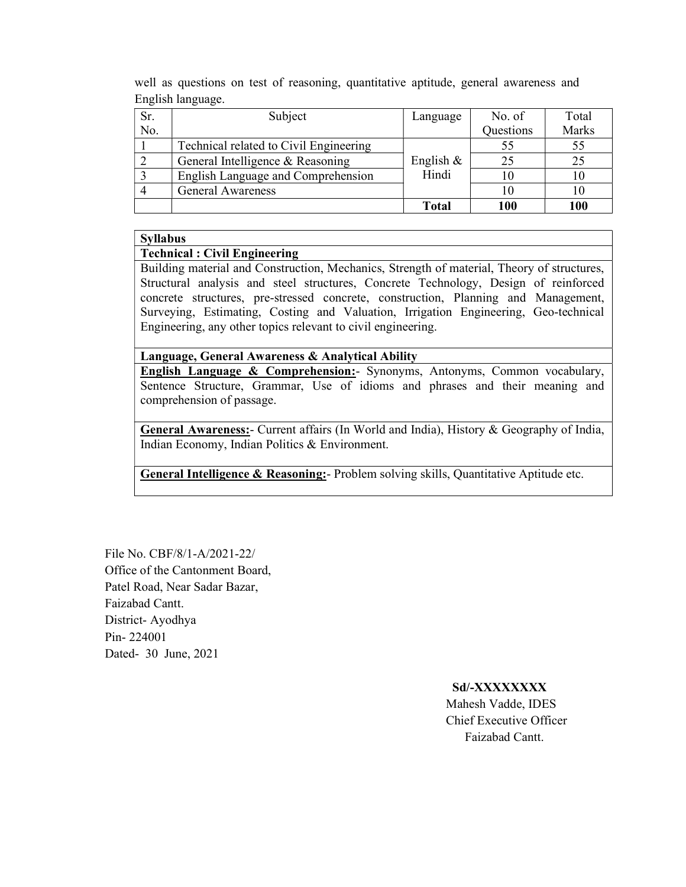well as questions on test of reasoning, quantitative aptitude, general awareness and English language.

| Sr. No. | Subject | Language | No. of Questions | Total Marks |
|---|---|---|---|---|
| 1 | Technical related to Civil Engineering | English & Hindi | 55 | 55 |
| 2 | General Intelligence & Reasoning | | 25 | 25 |
| 3 | English Language and Comprehension | | 10 | 10 |
| 4 | General Awareness | | 10 | 10 |
| | | **Total** | **100** | **100** |

**Syllabus**

**Technical : Civil Engineering**

Building material and Construction, Mechanics, Strength of material, Theory of structures, Structural analysis and steel structures, Concrete Technology, Design of reinforced concrete structures, pre-stressed concrete, construction, Planning and Management, Surveying, Estimating, Costing and Valuation, Irrigation Engineering, Geo-technical Engineering, any other topics relevant to civil engineering.

**Language, General Awareness & Analytical Ability**

**English Language & Comprehension:**- Synonyms, Antonyms, Common vocabulary, Sentence Structure, Grammar, Use of idioms and phrases and their meaning and comprehension of passage.

**General Awareness:**- Current affairs (In World and India), History & Geography of India, Indian Economy, Indian Politics & Environment.

**General Intelligence & Reasoning:**- Problem solving skills, Quantitative Aptitude etc.

File No. CBF/8/1-A/2021-22/
Office of the Cantonment Board,
Patel Road, Near Sadar Bazar,
Faizabad Cantt.
District- Ayodhya
Pin- 224001
Dated- 30 June, 2021

**Sd/-XXXXXXXX**
Mahesh Vadde, IDES
Chief Executive Officer
Faizabad Cantt.